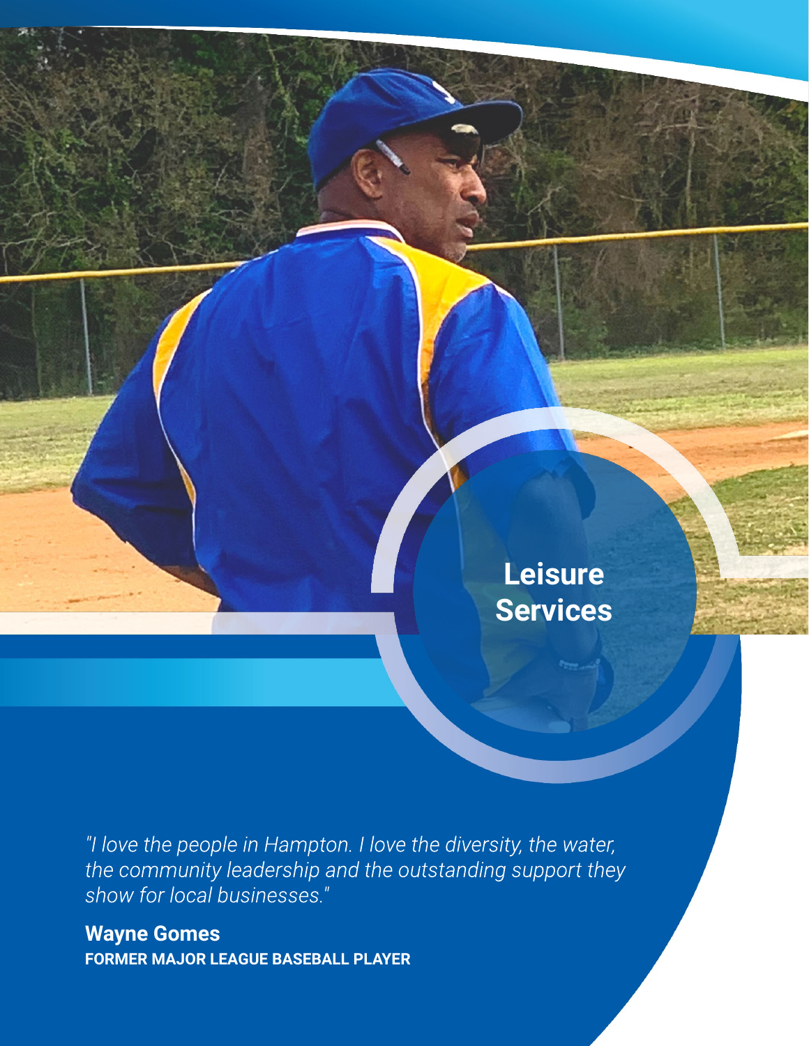# Leisure Services

*"I love the people in Hampton. I love the diversity, the water, the community leadership and the outstanding support they show for local businesses."*

**Wayne Gomes**
**FORMER MAJOR LEAGUE BASEBALL PLAYER**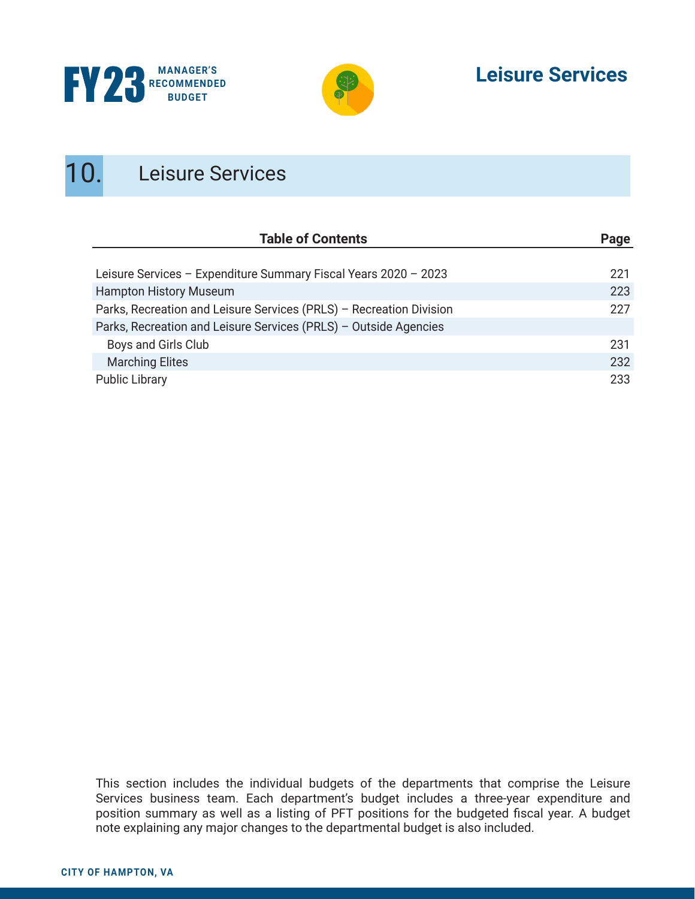# 10. Leisure Services

| Table of Contents | Page |
| --- | --- |
| Leisure Services – Expenditure Summary Fiscal Years 2020 – 2023 | 221 |
| Hampton History Museum | 223 |
| Parks, Recreation and Leisure Services (PRLS) – Recreation Division | 227 |
| Parks, Recreation and Leisure Services (PRLS) – Outside Agencies | |
| Boys and Girls Club | 231 |
| Marching Elites | 232 |
| Public Library | 233 |

This section includes the individual budgets of the departments that comprise the Leisure Services business team. Each department's budget includes a three-year expenditure and position summary as well as a listing of PFT positions for the budgeted fiscal year. A budget note explaining any major changes to the departmental budget is also included.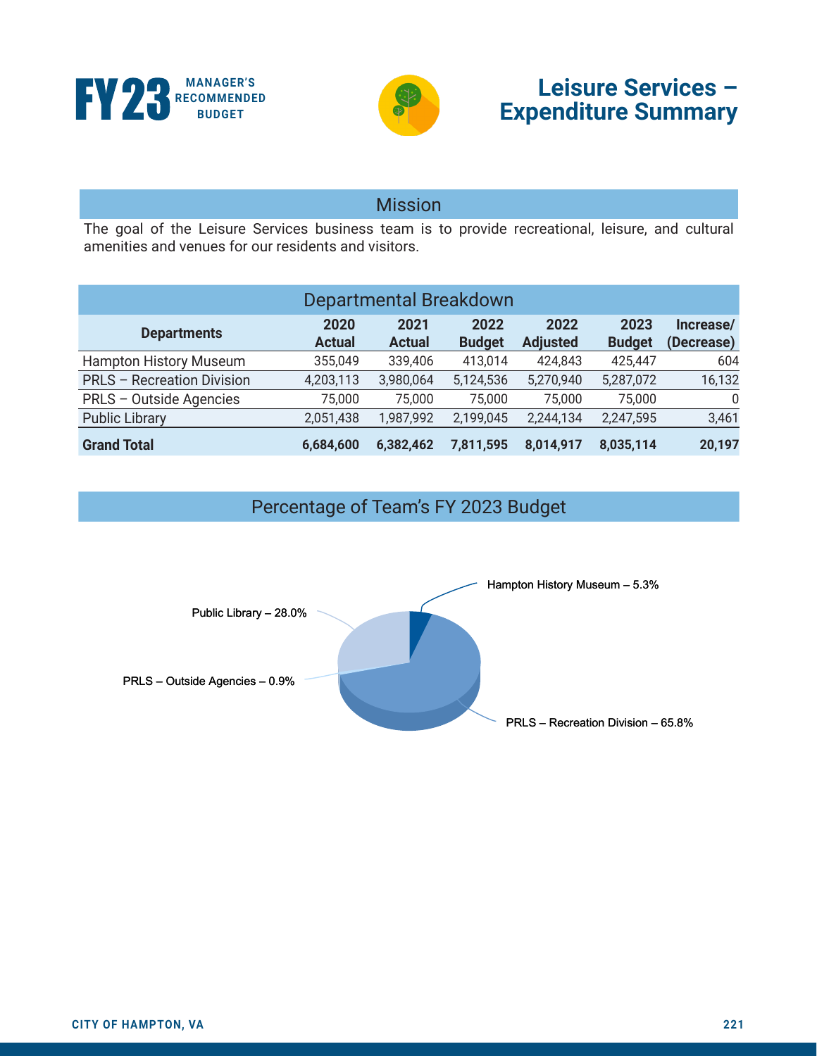# Leisure Services – Expenditure Summary

## Mission

The goal of the Leisure Services business team is to provide recreational, leisure, and cultural amenities and venues for our residents and visitors.

## Departmental Breakdown

| Departments | 2020 Actual | 2021 Actual | 2022 Budget | 2022 Adjusted | 2023 Budget | Increase/ (Decrease) |
|---|---|---|---|---|---|---|
| Hampton History Museum | 355,049 | 339,406 | 413,014 | 424,843 | 425,447 | 604 |
| PRLS – Recreation Division | 4,203,113 | 3,980,064 | 5,124,536 | 5,270,940 | 5,287,072 | 16,132 |
| PRLS – Outside Agencies | 75,000 | 75,000 | 75,000 | 75,000 | 75,000 | 0 |
| Public Library | 2,051,438 | 1,987,992 | 2,199,045 | 2,244,134 | 2,247,595 | 3,461 |
| **Grand Total** | **6,684,600** | **6,382,462** | **7,811,595** | **8,014,917** | **8,035,114** | **20,197** |

## Percentage of Team's FY 2023 Budget

- Hampton History Museum – 5.3%
- PRLS – Recreation Division – 65.8%
- PRLS – Outside Agencies – 0.9%
- Public Library – 28.0%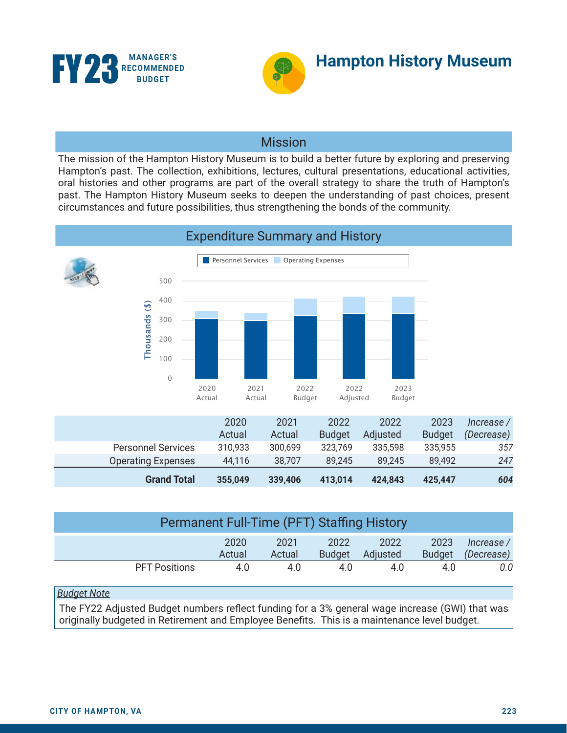# Hampton History Museum

FY23 MANAGER'S RECOMMENDED BUDGET

## Mission

The mission of the Hampton History Museum is to build a better future by exploring and preserving Hampton's past. The collection, exhibitions, lectures, cultural presentations, educational activities, oral histories and other programs are part of the overall strategy to share the truth of Hampton's past. The Hampton History Museum seeks to deepen the understanding of past choices, present circumstances and future possibilities, thus strengthening the bonds of the community.

## Expenditure Summary and History

| | 2020 Actual | 2021 Actual | 2022 Budget | 2022 Adjusted | 2023 Budget | *Increase / (Decrease)* |
|---|---|---|---|---|---|---|
| Personnel Services | 310,933 | 300,699 | 323,769 | 335,598 | 335,955 | *357* |
| Operating Expenses | 44,116 | 38,707 | 89,245 | 89,245 | 89,492 | *247* |
| **Grand Total** | **355,049** | **339,406** | **413,014** | **424,843** | **425,447** | ***604*** |

## Permanent Full-Time (PFT) Staffing History

| | 2020 Actual | 2021 Actual | 2022 Budget | 2022 Adjusted | 2023 Budget | *Increase / (Decrease)* |
|---|---|---|---|---|---|---|
| PFT Positions | 4.0 | 4.0 | 4.0 | 4.0 | 4.0 | *0.0* |

*Budget Note*

The FY22 Adjusted Budget numbers reflect funding for a 3% general wage increase (GWI) that was originally budgeted in Retirement and Employee Benefits. This is a maintenance level budget.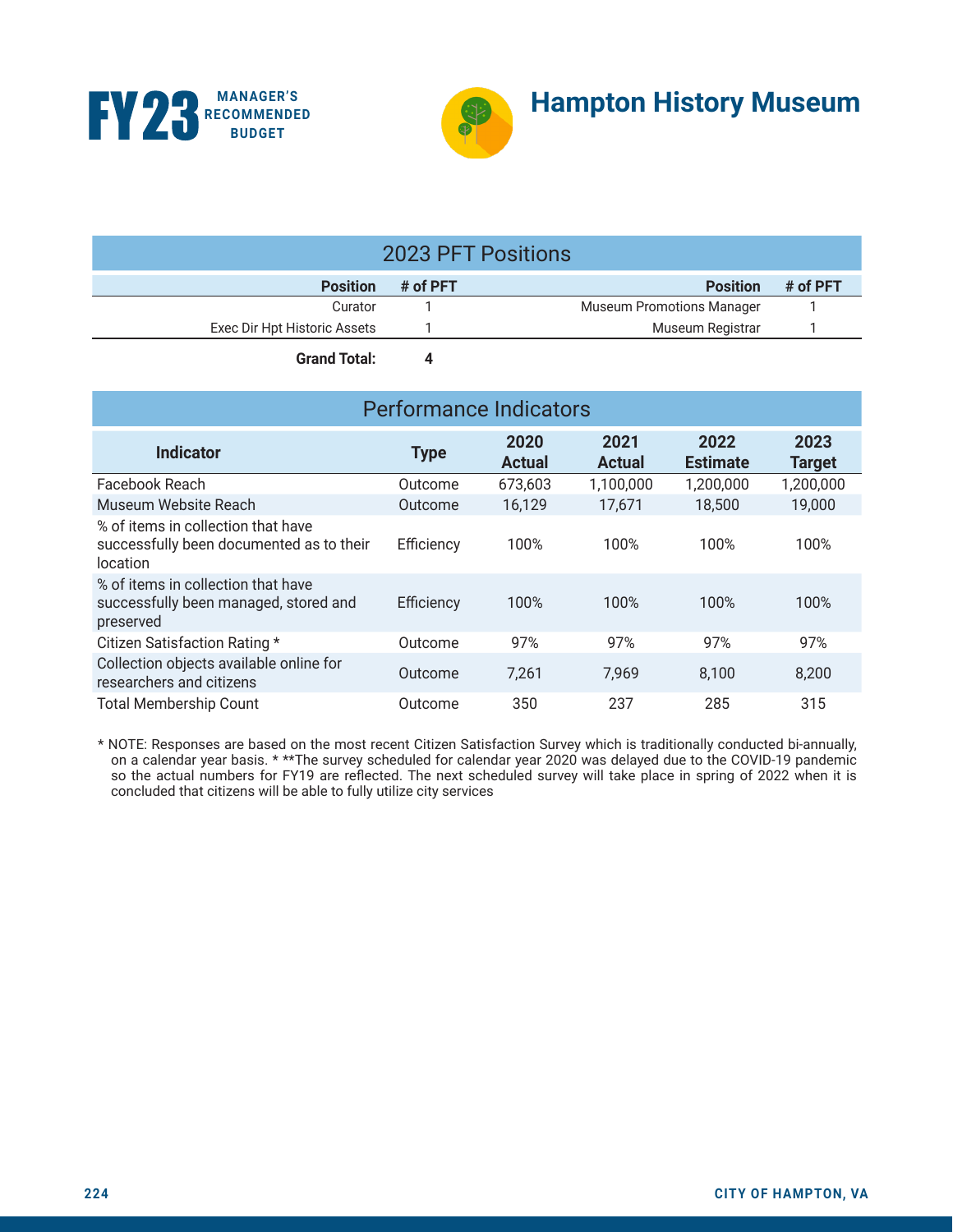# Hampton History Museum

## 2023 PFT Positions

| Position | # of PFT | Position | # of PFT |
|---|---|---|---|
| Curator | 1 | Museum Promotions Manager | 1 |
| Exec Dir Hpt Historic Assets | 1 | Museum Registrar | 1 |
| **Grand Total:** | **4** | | |

## Performance Indicators

| Indicator | Type | 2020 Actual | 2021 Actual | 2022 Estimate | 2023 Target |
|---|---|---|---|---|---|
| Facebook Reach | Outcome | 673,603 | 1,100,000 | 1,200,000 | 1,200,000 |
| Museum Website Reach | Outcome | 16,129 | 17,671 | 18,500 | 19,000 |
| % of items in collection that have successfully been documented as to their location | Efficiency | 100% | 100% | 100% | 100% |
| % of items in collection that have successfully been managed, stored and preserved | Efficiency | 100% | 100% | 100% | 100% |
| Citizen Satisfaction Rating * | Outcome | 97% | 97% | 97% | 97% |
| Collection objects available online for researchers and citizens | Outcome | 7,261 | 7,969 | 8,100 | 8,200 |
| Total Membership Count | Outcome | 350 | 237 | 285 | 315 |

* NOTE: Responses are based on the most recent Citizen Satisfaction Survey which is traditionally conducted bi-annually, on a calendar year basis. * **The survey scheduled for calendar year 2020 was delayed due to the COVID-19 pandemic so the actual numbers for FY19 are reflected. The next scheduled survey will take place in spring of 2022 when it is concluded that citizens will be able to fully utilize city services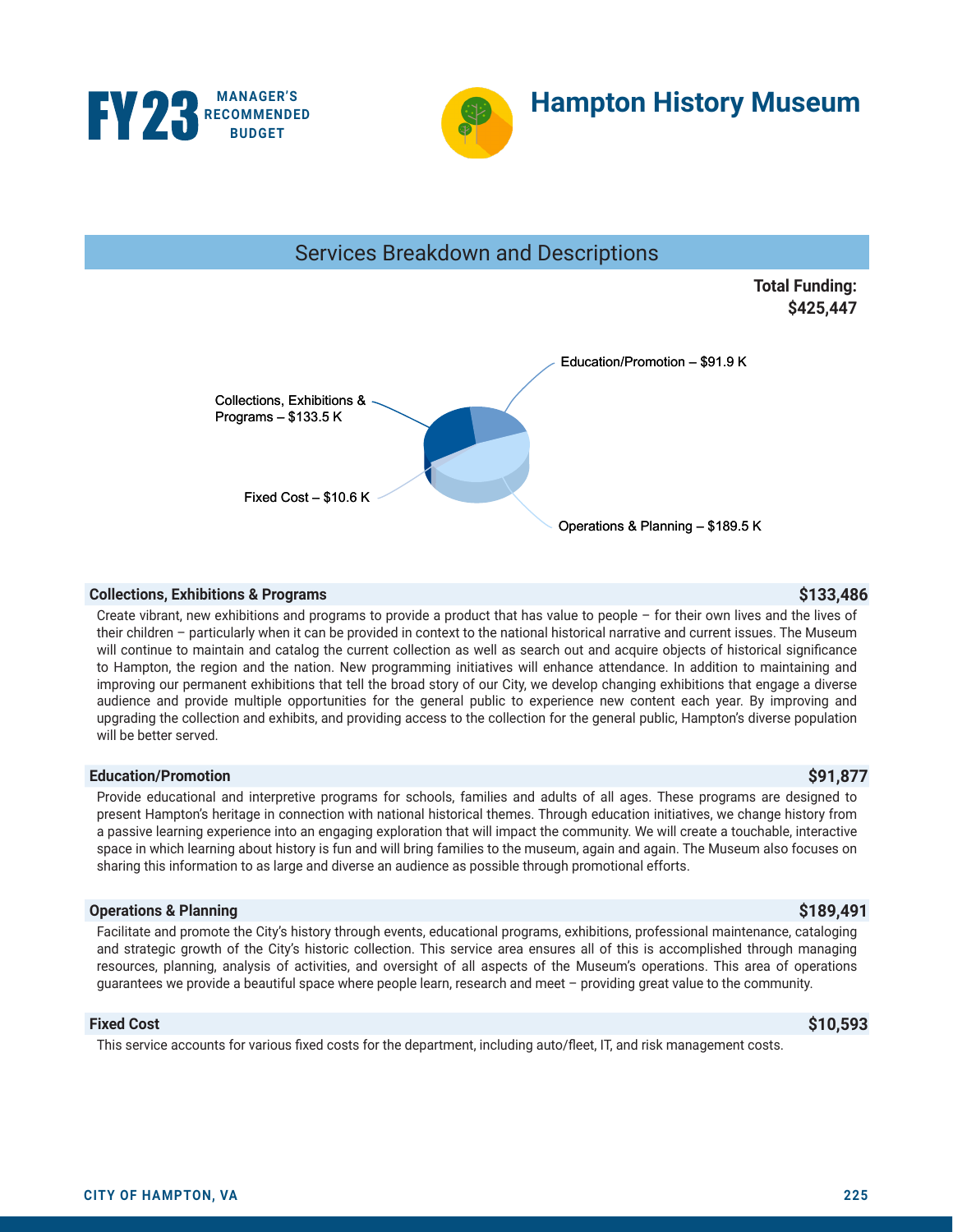FY23 MANAGER'S RECOMMENDED BUDGET

# Hampton History Museum

## Services Breakdown and Descriptions

**Total Funding: $425,447**

Education/Promotion – $91.9 K

Collections, Exhibitions & Programs – $133.5 K

Fixed Cost – $10.6 K

Operations & Planning – $189.5 K

### Collections, Exhibitions & Programs — $133,486

Create vibrant, new exhibitions and programs to provide a product that has value to people – for their own lives and the lives of their children – particularly when it can be provided in context to the national historical narrative and current issues. The Museum will continue to maintain and catalog the current collection as well as search out and acquire objects of historical significance to Hampton, the region and the nation. New programming initiatives will enhance attendance. In addition to maintaining and improving our permanent exhibitions that tell the broad story of our City, we develop changing exhibitions that engage a diverse audience and provide multiple opportunities for the general public to experience new content each year. By improving and upgrading the collection and exhibits, and providing access to the collection for the general public, Hampton's diverse population will be better served.

### Education/Promotion — $91,877

Provide educational and interpretive programs for schools, families and adults of all ages. These programs are designed to present Hampton's heritage in connection with national historical themes. Through education initiatives, we change history from a passive learning experience into an engaging exploration that will impact the community. We will create a touchable, interactive space in which learning about history is fun and will bring families to the museum, again and again. The Museum also focuses on sharing this information to as large and diverse an audience as possible through promotional efforts.

### Operations & Planning — $189,491

Facilitate and promote the City's history through events, educational programs, exhibitions, professional maintenance, cataloging and strategic growth of the City's historic collection. This service area ensures all of this is accomplished through managing resources, planning, analysis of activities, and oversight of all aspects of the Museum's operations. This area of operations guarantees we provide a beautiful space where people learn, research and meet – providing great value to the community.

### Fixed Cost — $10,593

This service accounts for various fixed costs for the department, including auto/fleet, IT, and risk management costs.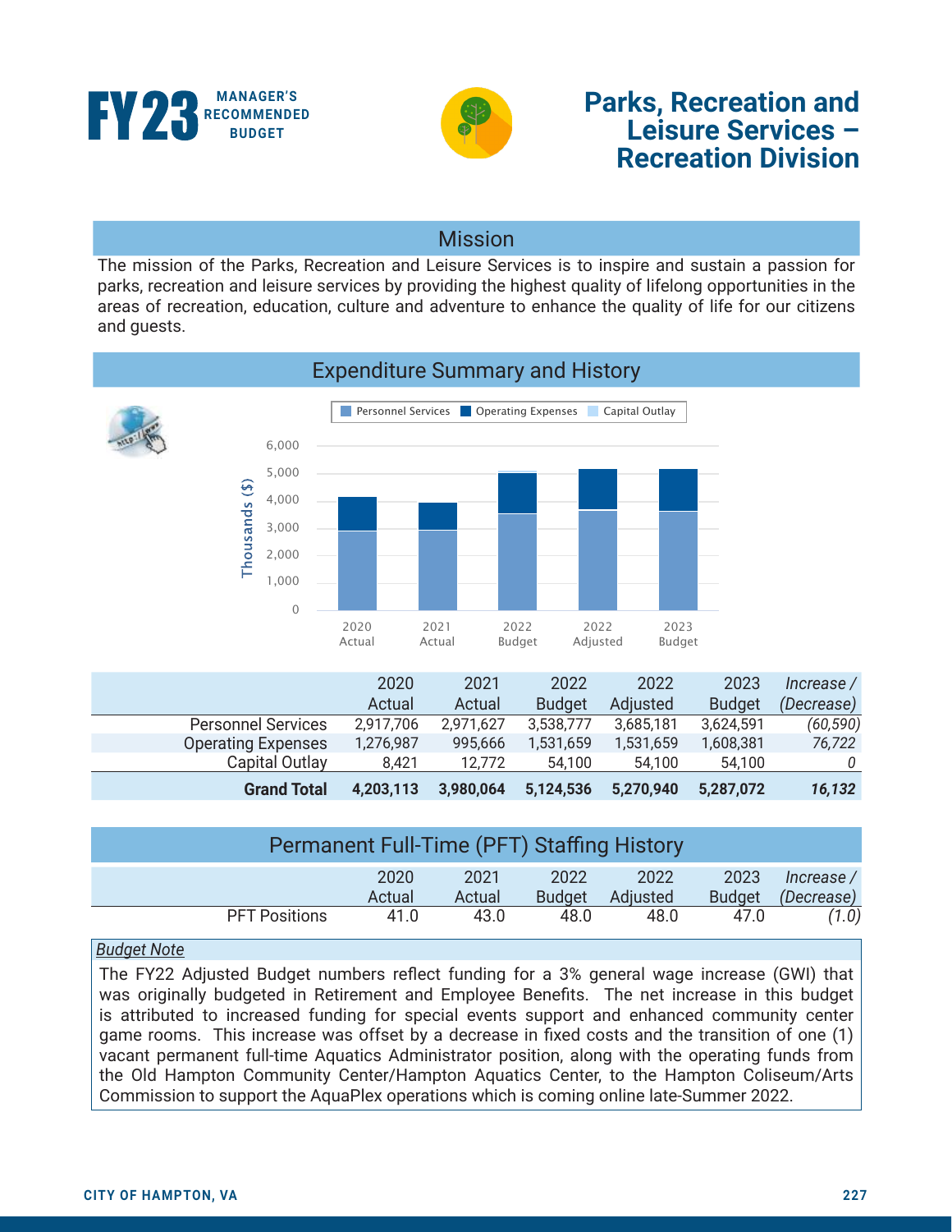# FY23 MANAGER'S RECOMMENDED BUDGET

# Parks, Recreation and Leisure Services – Recreation Division

## Mission

The mission of the Parks, Recreation and Leisure Services is to inspire and sustain a passion for parks, recreation and leisure services by providing the highest quality of lifelong opportunities in the areas of recreation, education, culture and adventure to enhance the quality of life for our citizens and guests.

## Expenditure Summary and History

|  | 2020 Actual | 2021 Actual | 2022 Budget | 2022 Adjusted | 2023 Budget | *Increase / (Decrease)* |
|---|---|---|---|---|---|---|
| Personnel Services | 2,917,706 | 2,971,627 | 3,538,777 | 3,685,181 | 3,624,591 | *(60,590)* |
| Operating Expenses | 1,276,987 | 995,666 | 1,531,659 | 1,531,659 | 1,608,381 | *76,722* |
| Capital Outlay | 8,421 | 12,772 | 54,100 | 54,100 | 54,100 | *0* |
| **Grand Total** | **4,203,113** | **3,980,064** | **5,124,536** | **5,270,940** | **5,287,072** | ***16,132*** |

## Permanent Full-Time (PFT) Staffing History

|  | 2020 Actual | 2021 Actual | 2022 Budget | 2022 Adjusted | 2023 Budget | *Increase / (Decrease)* |
|---|---|---|---|---|---|---|
| PFT Positions | 41.0 | 43.0 | 48.0 | 48.0 | 47.0 | *(1.0)* |

*Budget Note*

The FY22 Adjusted Budget numbers reflect funding for a 3% general wage increase (GWI) that was originally budgeted in Retirement and Employee Benefits. The net increase in this budget is attributed to increased funding for special events support and enhanced community center game rooms. This increase was offset by a decrease in fixed costs and the transition of one (1) vacant permanent full-time Aquatics Administrator position, along with the operating funds from the Old Hampton Community Center/Hampton Aquatics Center, to the Hampton Coliseum/Arts Commission to support the AquaPlex operations which is coming online late-Summer 2022.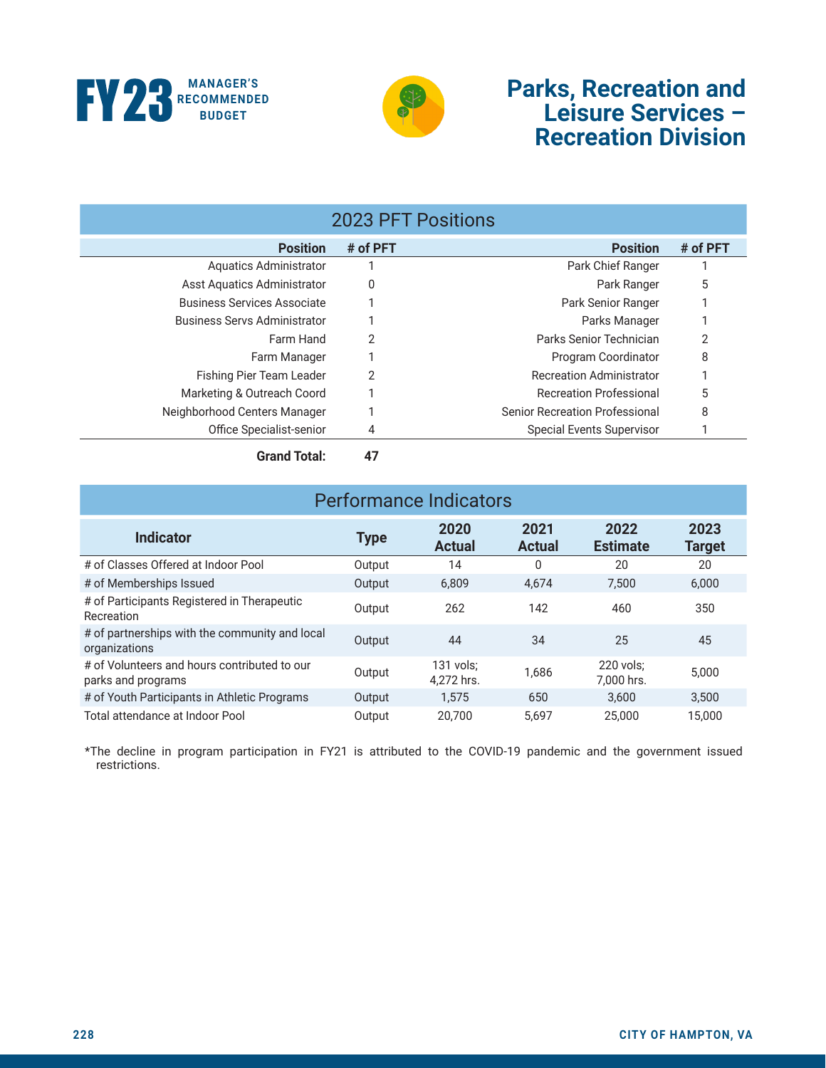# Parks, Recreation and Leisure Services – Recreation Division

## 2023 PFT Positions

| Position | # of PFT | Position | # of PFT |
|---|---|---|---|
| Aquatics Administrator | 1 | Park Chief Ranger | 1 |
| Asst Aquatics Administrator | 0 | Park Ranger | 5 |
| Business Services Associate | 1 | Park Senior Ranger | 1 |
| Business Servs Administrator | 1 | Parks Manager | 1 |
| Farm Hand | 2 | Parks Senior Technician | 2 |
| Farm Manager | 1 | Program Coordinator | 8 |
| Fishing Pier Team Leader | 2 | Recreation Administrator | 1 |
| Marketing & Outreach Coord | 1 | Recreation Professional | 5 |
| Neighborhood Centers Manager | 1 | Senior Recreation Professional | 8 |
| Office Specialist-senior | 4 | Special Events Supervisor | 1 |
| **Grand Total:** | **47** | | |

## Performance Indicators

| Indicator | Type | 2020 Actual | 2021 Actual | 2022 Estimate | 2023 Target |
|---|---|---|---|---|---|
| # of Classes Offered at Indoor Pool | Output | 14 | 0 | 20 | 20 |
| # of Memberships Issued | Output | 6,809 | 4,674 | 7,500 | 6,000 |
| # of Participants Registered in Therapeutic Recreation | Output | 262 | 142 | 460 | 350 |
| # of partnerships with the community and local organizations | Output | 44 | 34 | 25 | 45 |
| # of Volunteers and hours contributed to our parks and programs | Output | 131 vols; 4,272 hrs. | 1,686 | 220 vols; 7,000 hrs. | 5,000 |
| # of Youth Participants in Athletic Programs | Output | 1,575 | 650 | 3,600 | 3,500 |
| Total attendance at Indoor Pool | Output | 20,700 | 5,697 | 25,000 | 15,000 |

*The decline in program participation in FY21 is attributed to the COVID-19 pandemic and the government issued restrictions.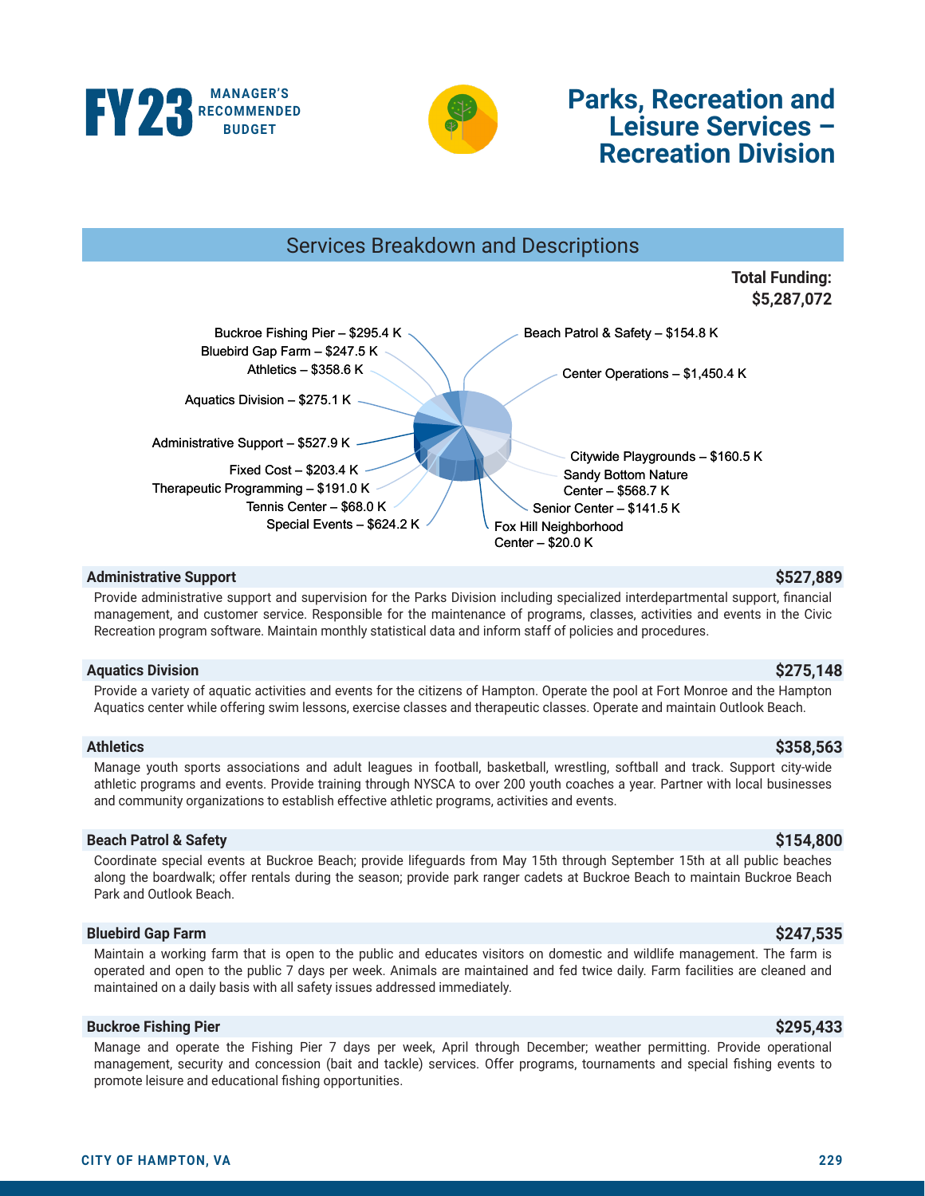# FY23 MANAGER'S RECOMMENDED BUDGET

# Parks, Recreation and Leisure Services – Recreation Division

## Services Breakdown and Descriptions

**Total Funding: $5,287,072**

- Buckroe Fishing Pier – $295.4 K
- Bluebird Gap Farm – $247.5 K
- Athletics – $358.6 K
- Aquatics Division – $275.1 K
- Administrative Support – $527.9 K
- Fixed Cost – $203.4 K
- Therapeutic Programming – $191.0 K
- Tennis Center – $68.0 K
- Special Events – $624.2 K
- Beach Patrol & Safety – $154.8 K
- Center Operations – $1,450.4 K
- Citywide Playgrounds – $160.5 K
- Sandy Bottom Nature Center – $568.7 K
- Senior Center – $141.5 K
- Fox Hill Neighborhood Center – $20.0 K

### Administrative Support — $527,889

Provide administrative support and supervision for the Parks Division including specialized interdepartmental support, financial management, and customer service. Responsible for the maintenance of programs, classes, activities and events in the Civic Recreation program software. Maintain monthly statistical data and inform staff of policies and procedures.

### Aquatics Division — $275,148

Provide a variety of aquatic activities and events for the citizens of Hampton. Operate the pool at Fort Monroe and the Hampton Aquatics center while offering swim lessons, exercise classes and therapeutic classes. Operate and maintain Outlook Beach.

### Athletics — $358,563

Manage youth sports associations and adult leagues in football, basketball, wrestling, softball and track. Support city-wide athletic programs and events. Provide training through NYSCA to over 200 youth coaches a year. Partner with local businesses and community organizations to establish effective athletic programs, activities and events.

### Beach Patrol & Safety — $154,800

Coordinate special events at Buckroe Beach; provide lifeguards from May 15th through September 15th at all public beaches along the boardwalk; offer rentals during the season; provide park ranger cadets at Buckroe Beach to maintain Buckroe Beach Park and Outlook Beach.

### Bluebird Gap Farm — $247,535

Maintain a working farm that is open to the public and educates visitors on domestic and wildlife management. The farm is operated and open to the public 7 days per week. Animals are maintained and fed twice daily. Farm facilities are cleaned and maintained on a daily basis with all safety issues addressed immediately.

### Buckroe Fishing Pier — $295,433

Manage and operate the Fishing Pier 7 days per week, April through December; weather permitting. Provide operational management, security and concession (bait and tackle) services. Offer programs, tournaments and special fishing events to promote leisure and educational fishing opportunities.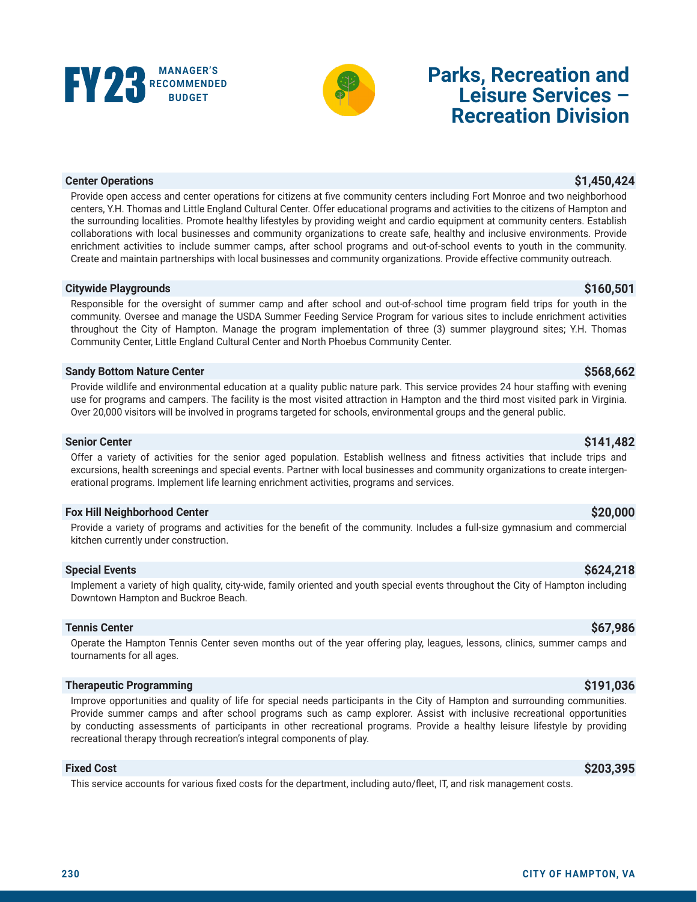# Parks, Recreation and Leisure Services – Recreation Division

**Center Operations** **$1,450,424**

Provide open access and center operations for citizens at five community centers including Fort Monroe and two neighborhood centers, Y.H. Thomas and Little England Cultural Center. Offer educational programs and activities to the citizens of Hampton and the surrounding localities. Promote healthy lifestyles by providing weight and cardio equipment at community centers. Establish collaborations with local businesses and community organizations to create safe, healthy and inclusive environments. Provide enrichment activities to include summer camps, after school programs and out-of-school events to youth in the community. Create and maintain partnerships with local businesses and community organizations. Provide effective community outreach.

**Citywide Playgrounds** **$160,501**

Responsible for the oversight of summer camp and after school and out-of-school time program field trips for youth in the community. Oversee and manage the USDA Summer Feeding Service Program for various sites to include enrichment activities throughout the City of Hampton. Manage the program implementation of three (3) summer playground sites; Y.H. Thomas Community Center, Little England Cultural Center and North Phoebus Community Center.

**Sandy Bottom Nature Center** **$568,662**

Provide wildlife and environmental education at a quality public nature park. This service provides 24 hour staffing with evening use for programs and campers. The facility is the most visited attraction in Hampton and the third most visited park in Virginia. Over 20,000 visitors will be involved in programs targeted for schools, environmental groups and the general public.

**Senior Center** **$141,482**

Offer a variety of activities for the senior aged population. Establish wellness and fitness activities that include trips and excursions, health screenings and special events. Partner with local businesses and community organizations to create intergenerational programs. Implement life learning enrichment activities, programs and services.

**Fox Hill Neighborhood Center** **$20,000**

Provide a variety of programs and activities for the benefit of the community. Includes a full-size gymnasium and commercial kitchen currently under construction.

**Special Events** **$624,218**

Implement a variety of high quality, city-wide, family oriented and youth special events throughout the City of Hampton including Downtown Hampton and Buckroe Beach.

**Tennis Center** **$67,986**

Operate the Hampton Tennis Center seven months out of the year offering play, leagues, lessons, clinics, summer camps and tournaments for all ages.

**Therapeutic Programming** **$191,036**

Improve opportunities and quality of life for special needs participants in the City of Hampton and surrounding communities. Provide summer camps and after school programs such as camp explorer. Assist with inclusive recreational opportunities by conducting assessments of participants in other recreational programs. Provide a healthy leisure lifestyle by providing recreational therapy through recreation's integral components of play.

**Fixed Cost** **$203,395**

This service accounts for various fixed costs for the department, including auto/fleet, IT, and risk management costs.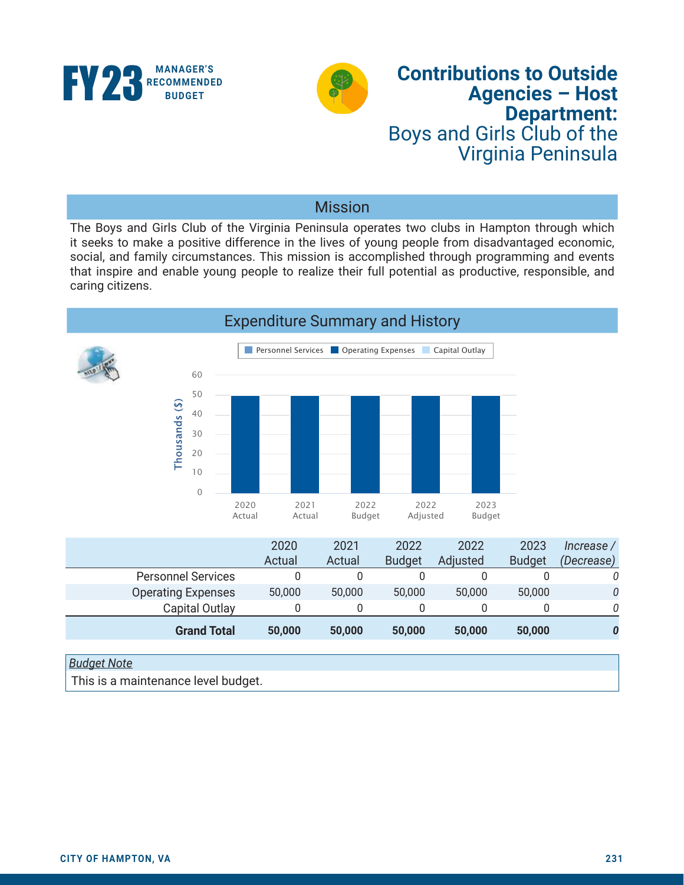# Contributions to Outside Agencies – Host Department:

## Boys and Girls Club of the Virginia Peninsula

## Mission

The Boys and Girls Club of the Virginia Peninsula operates two clubs in Hampton through which it seeks to make a positive difference in the lives of young people from disadvantaged economic, social, and family circumstances. This mission is accomplished through programming and events that inspire and enable young people to realize their full potential as productive, responsible, and caring citizens.

## Expenditure Summary and History

| | 2020 Actual | 2021 Actual | 2022 Budget | 2022 Adjusted | 2023 Budget | *Increase / (Decrease)* |
|---|---|---|---|---|---|---|
| Personnel Services | 0 | 0 | 0 | 0 | 0 | *0* |
| Operating Expenses | 50,000 | 50,000 | 50,000 | 50,000 | 50,000 | *0* |
| Capital Outlay | 0 | 0 | 0 | 0 | 0 | *0* |
| **Grand Total** | **50,000** | **50,000** | **50,000** | **50,000** | **50,000** | ***0*** |

*Budget Note*

This is a maintenance level budget.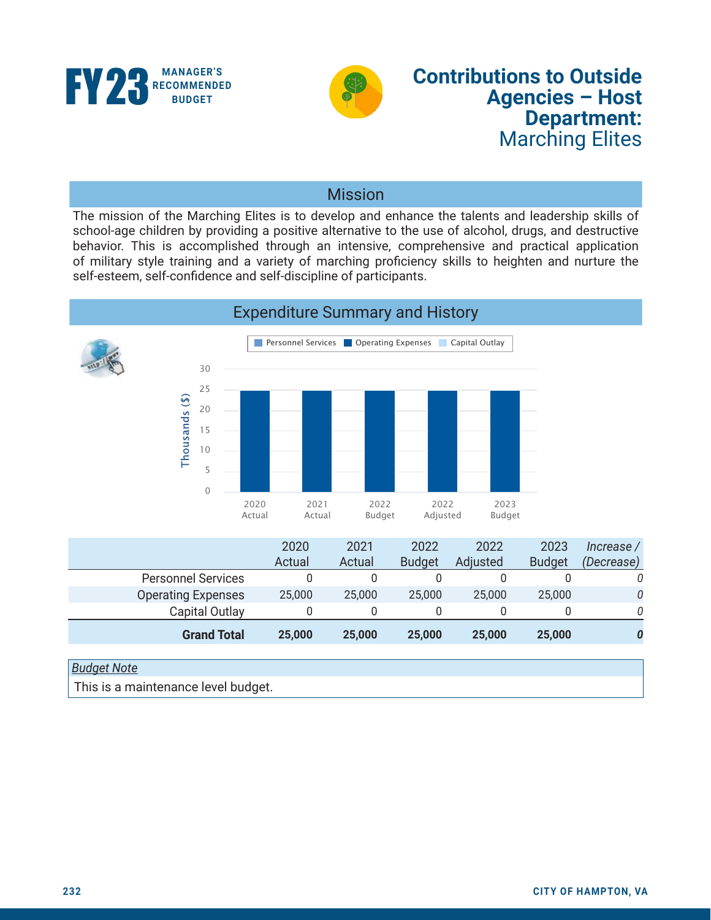# Contributions to Outside Agencies – Host Department: Marching Elites

## Mission

The mission of the Marching Elites is to develop and enhance the talents and leadership skills of school-age children by providing a positive alternative to the use of alcohol, drugs, and destructive behavior. This is accomplished through an intensive, comprehensive and practical application of military style training and a variety of marching proficiency skills to heighten and nurture the self-esteem, self-confidence and self-discipline of participants.

## Expenditure Summary and History

| | 2020 Actual | 2021 Actual | 2022 Budget | 2022 Adjusted | 2023 Budget | *Increase / (Decrease)* |
|---|---|---|---|---|---|---|
| Personnel Services | 0 | 0 | 0 | 0 | 0 | *0* |
| Operating Expenses | 25,000 | 25,000 | 25,000 | 25,000 | 25,000 | *0* |
| Capital Outlay | 0 | 0 | 0 | 0 | 0 | *0* |
| **Grand Total** | **25,000** | **25,000** | **25,000** | **25,000** | **25,000** | ***0*** |

*Budget Note*

This is a maintenance level budget.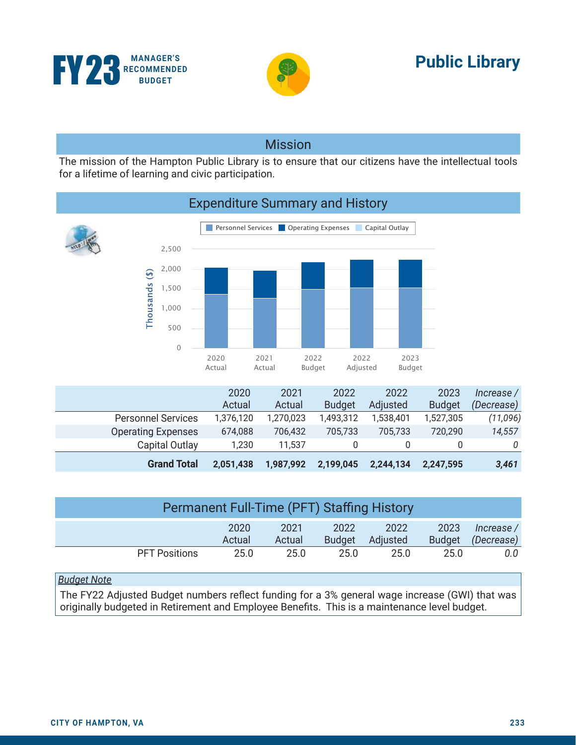FY23 MANAGER'S RECOMMENDED BUDGET

# Public Library

## Mission

The mission of the Hampton Public Library is to ensure that our citizens have the intellectual tools for a lifetime of learning and civic participation.

## Expenditure Summary and History

| | 2020 Actual | 2021 Actual | 2022 Budget | 2022 Adjusted | 2023 Budget | *Increase / (Decrease)* |
|---|---|---|---|---|---|---|
| Personnel Services | 1,376,120 | 1,270,023 | 1,493,312 | 1,538,401 | 1,527,305 | *(11,096)* |
| Operating Expenses | 674,088 | 706,432 | 705,733 | 705,733 | 720,290 | *14,557* |
| Capital Outlay | 1,230 | 11,537 | 0 | 0 | 0 | *0* |
| **Grand Total** | **2,051,438** | **1,987,992** | **2,199,045** | **2,244,134** | **2,247,595** | ***3,461*** |

## Permanent Full-Time (PFT) Staffing History

| | 2020 Actual | 2021 Actual | 2022 Budget | 2022 Adjusted | 2023 Budget | *Increase / (Decrease)* |
|---|---|---|---|---|---|---|
| PFT Positions | 25.0 | 25.0 | 25.0 | 25.0 | 25.0 | *0.0* |

*Budget Note*

The FY22 Adjusted Budget numbers reflect funding for a 3% general wage increase (GWI) that was originally budgeted in Retirement and Employee Benefits. This is a maintenance level budget.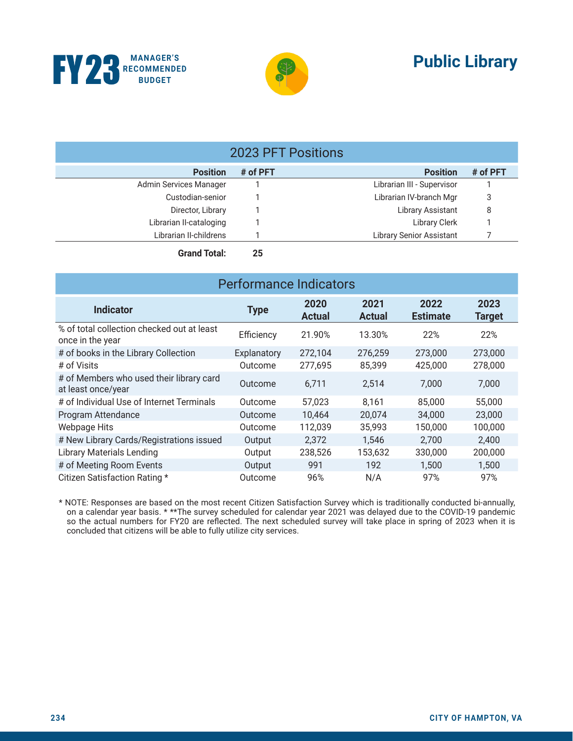# Public Library

## 2023 PFT Positions

| Position | # of PFT | Position | # of PFT |
|---|---|---|---|
| Admin Services Manager | 1 | Librarian III - Supervisor | 1 |
| Custodian-senior | 1 | Librarian IV-branch Mgr | 3 |
| Director, Library | 1 | Library Assistant | 8 |
| Librarian II-cataloging | 1 | Library Clerk | 1 |
| Librarian II-childrens | 1 | Library Senior Assistant | 7 |
| **Grand Total:** | **25** | | |

## Performance Indicators

| Indicator | Type | 2020 Actual | 2021 Actual | 2022 Estimate | 2023 Target |
|---|---|---|---|---|---|
| % of total collection checked out at least once in the year | Efficiency | 21.90% | 13.30% | 22% | 22% |
| # of books in the Library Collection | Explanatory | 272,104 | 276,259 | 273,000 | 273,000 |
| # of Visits | Outcome | 277,695 | 85,399 | 425,000 | 278,000 |
| # of Members who used their library card at least once/year | Outcome | 6,711 | 2,514 | 7,000 | 7,000 |
| # of Individual Use of Internet Terminals | Outcome | 57,023 | 8,161 | 85,000 | 55,000 |
| Program Attendance | Outcome | 10,464 | 20,074 | 34,000 | 23,000 |
| Webpage Hits | Outcome | 112,039 | 35,993 | 150,000 | 100,000 |
| # New Library Cards/Registrations issued | Output | 2,372 | 1,546 | 2,700 | 2,400 |
| Library Materials Lending | Output | 238,526 | 153,632 | 330,000 | 200,000 |
| # of Meeting Room Events | Output | 991 | 192 | 1,500 | 1,500 |
| Citizen Satisfaction Rating * | Outcome | 96% | N/A | 97% | 97% |

* NOTE: Responses are based on the most recent Citizen Satisfaction Survey which is traditionally conducted bi-annually, on a calendar year basis. * **The survey scheduled for calendar year 2021 was delayed due to the COVID-19 pandemic so the actual numbers for FY20 are reflected. The next scheduled survey will take place in spring of 2023 when it is concluded that citizens will be able to fully utilize city services.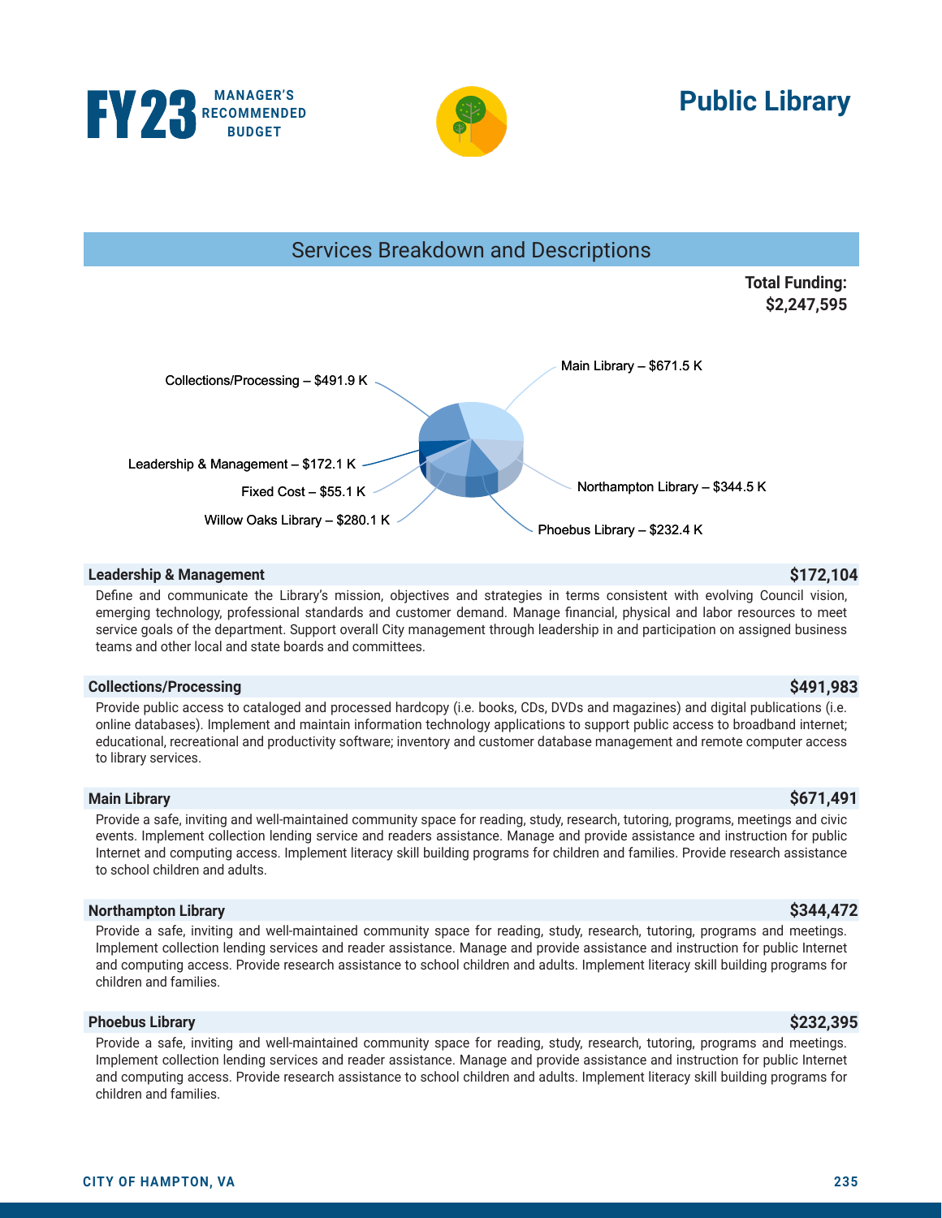# Public Library

FY23 MANAGER'S RECOMMENDED BUDGET

## Services Breakdown and Descriptions

**Total Funding: $2,247,595**

Collections/Processing – $491.9 K

Main Library – $671.5 K

Leadership & Management – $172.1 K

Fixed Cost – $55.1 K

Willow Oaks Library – $280.1 K

Northampton Library – $344.5 K

Phoebus Library – $232.4 K

### Leadership & Management — $172,104

Define and communicate the Library's mission, objectives and strategies in terms consistent with evolving Council vision, emerging technology, professional standards and customer demand. Manage financial, physical and labor resources to meet service goals of the department. Support overall City management through leadership in and participation on assigned business teams and other local and state boards and committees.

### Collections/Processing — $491,983

Provide public access to cataloged and processed hardcopy (i.e. books, CDs, DVDs and magazines) and digital publications (i.e. online databases). Implement and maintain information technology applications to support public access to broadband internet; educational, recreational and productivity software; inventory and customer database management and remote computer access to library services.

### Main Library — $671,491

Provide a safe, inviting and well-maintained community space for reading, study, research, tutoring, programs, meetings and civic events. Implement collection lending service and readers assistance. Manage and provide assistance and instruction for public Internet and computing access. Implement literacy skill building programs for children and families. Provide research assistance to school children and adults.

### Northampton Library — $344,472

Provide a safe, inviting and well-maintained community space for reading, study, research, tutoring, programs and meetings. Implement collection lending services and reader assistance. Manage and provide assistance and instruction for public Internet and computing access. Provide research assistance to school children and adults. Implement literacy skill building programs for children and families.

### Phoebus Library — $232,395

Provide a safe, inviting and well-maintained community space for reading, study, research, tutoring, programs and meetings. Implement collection lending services and reader assistance. Manage and provide assistance and instruction for public Internet and computing access. Provide research assistance to school children and adults. Implement literacy skill building programs for children and families.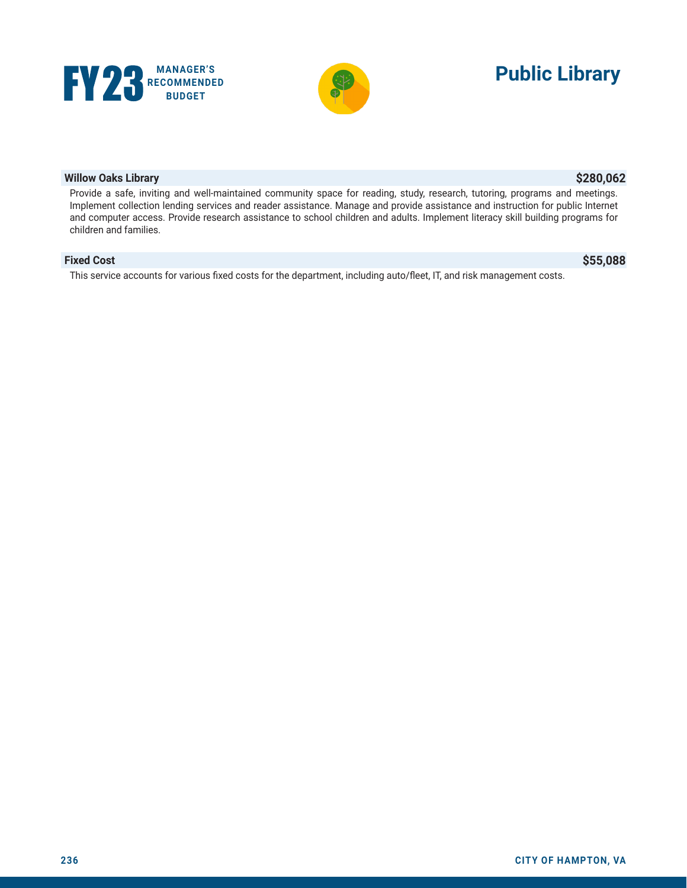# Public Library

**Willow Oaks Library** **$280,062**

Provide a safe, inviting and well-maintained community space for reading, study, research, tutoring, programs and meetings. Implement collection lending services and reader assistance. Manage and provide assistance and instruction for public Internet and computer access. Provide research assistance to school children and adults. Implement literacy skill building programs for children and families.

**Fixed Cost** **$55,088**

This service accounts for various fixed costs for the department, including auto/fleet, IT, and risk management costs.